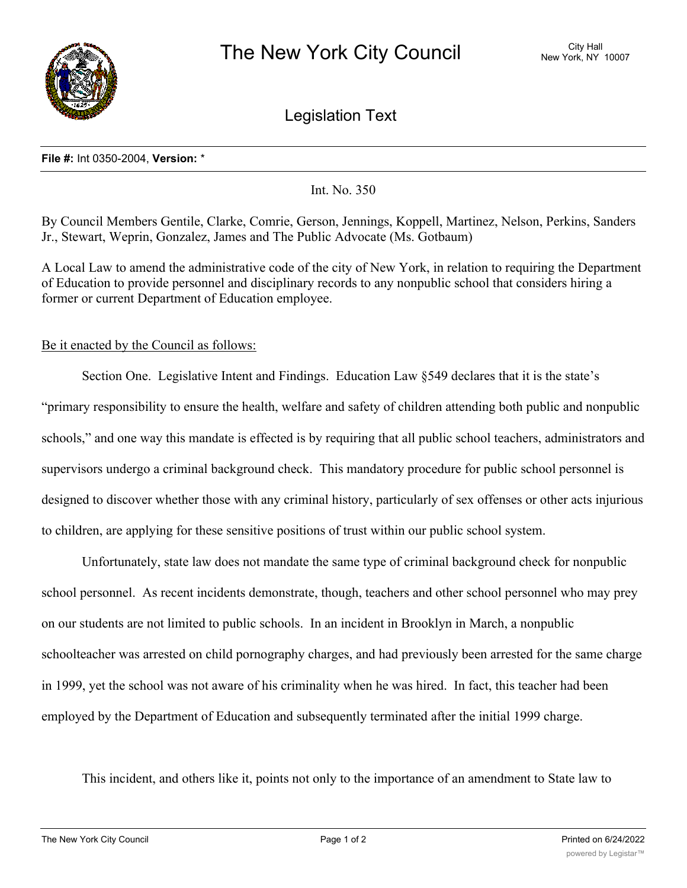# The New York City Council

City Hall
New York, NY 10007

## Legislation Text

**File #:** Int 0350-2004, **Version:** *

Int. No. 350

By Council Members Gentile, Clarke, Comrie, Gerson, Jennings, Koppell, Martinez, Nelson, Perkins, Sanders Jr., Stewart, Weprin, Gonzalez, James and The Public Advocate (Ms. Gotbaum)

A Local Law to amend the administrative code of the city of New York, in relation to requiring the Department of Education to provide personnel and disciplinary records to any nonpublic school that considers hiring a former or current Department of Education employee.

Be it enacted by the Council as follows:

Section One. Legislative Intent and Findings. Education Law §549 declares that it is the state's "primary responsibility to ensure the health, welfare and safety of children attending both public and nonpublic schools," and one way this mandate is effected is by requiring that all public school teachers, administrators and supervisors undergo a criminal background check. This mandatory procedure for public school personnel is designed to discover whether those with any criminal history, particularly of sex offenses or other acts injurious to children, are applying for these sensitive positions of trust within our public school system.

Unfortunately, state law does not mandate the same type of criminal background check for nonpublic school personnel. As recent incidents demonstrate, though, teachers and other school personnel who may prey on our students are not limited to public schools. In an incident in Brooklyn in March, a nonpublic schoolteacher was arrested on child pornography charges, and had previously been arrested for the same charge in 1999, yet the school was not aware of his criminality when he was hired. In fact, this teacher had been employed by the Department of Education and subsequently terminated after the initial 1999 charge.

This incident, and others like it, points not only to the importance of an amendment to State law to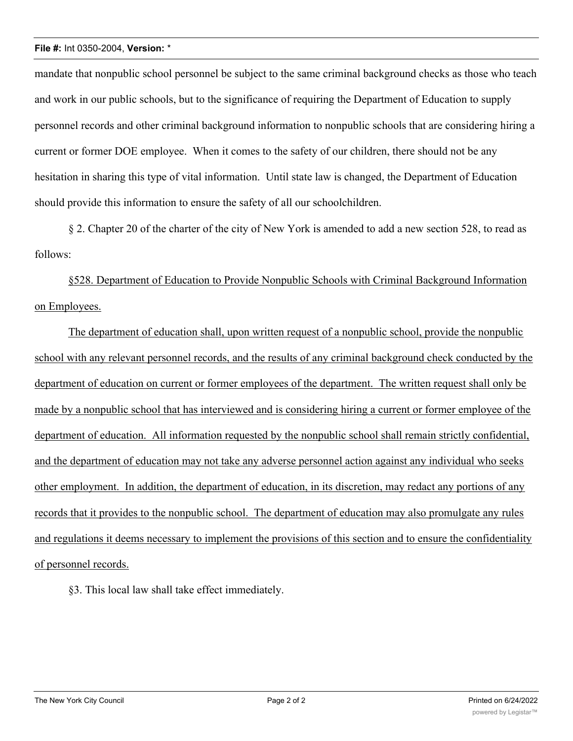mandate that nonpublic school personnel be subject to the same criminal background checks as those who teach and work in our public schools, but to the significance of requiring the Department of Education to supply personnel records and other criminal background information to nonpublic schools that are considering hiring a current or former DOE employee. When it comes to the safety of our children, there should not be any hesitation in sharing this type of vital information. Until state law is changed, the Department of Education should provide this information to ensure the safety of all our schoolchildren.

§ 2. Chapter 20 of the charter of the city of New York is amended to add a new section 528, to read as follows:

<u>§528. Department of Education to Provide Nonpublic Schools with Criminal Background Information on Employees.</u>

<u>The department of education shall, upon written request of a nonpublic school, provide the nonpublic school with any relevant personnel records, and the results of any criminal background check conducted by the department of education on current or former employees of the department. The written request shall only be made by a nonpublic school that has interviewed and is considering hiring a current or former employee of the department of education. All information requested by the nonpublic school shall remain strictly confidential, and the department of education may not take any adverse personnel action against any individual who seeks other employment. In addition, the department of education, in its discretion, may redact any portions of any records that it provides to the nonpublic school. The department of education may also promulgate any rules and regulations it deems necessary to implement the provisions of this section and to ensure the confidentiality of personnel records.</u>

§3. This local law shall take effect immediately.